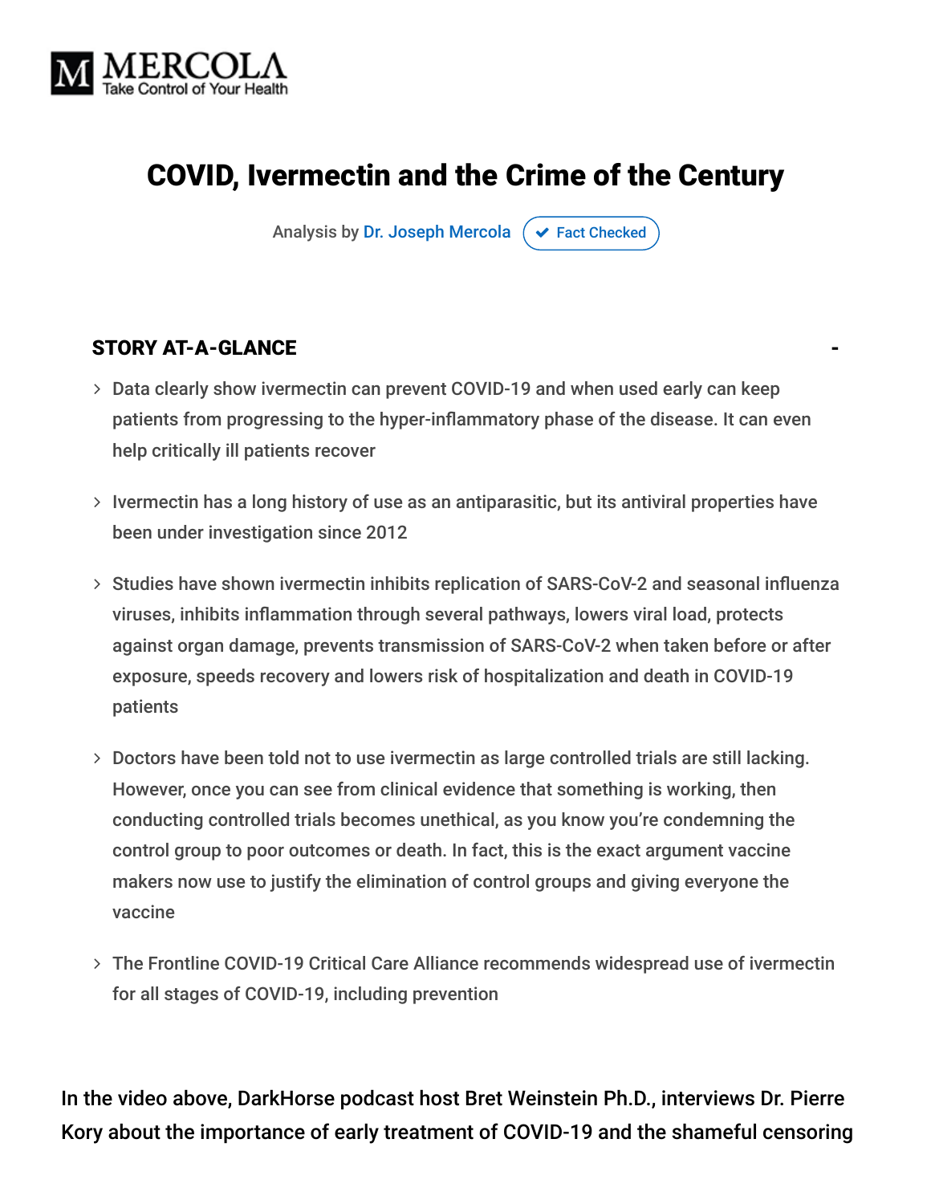# COVID, Ivermectin and the Crime of the Century

Analysis by Dr. Joseph Mercola ✔ Fact Checked

## STORY AT-A-GLANCE

- Data clearly show ivermectin can prevent COVID-19 and when used early can keep patients from progressing to the hyper-inflammatory phase of the disease. It can even help critically ill patients recover
- Ivermectin has a long history of use as an antiparasitic, but its antiviral properties have been under investigation since 2012
- Studies have shown ivermectin inhibits replication of SARS-CoV-2 and seasonal influenza viruses, inhibits inflammation through several pathways, lowers viral load, protects against organ damage, prevents transmission of SARS-CoV-2 when taken before or after exposure, speeds recovery and lowers risk of hospitalization and death in COVID-19 patients
- Doctors have been told not to use ivermectin as large controlled trials are still lacking. However, once you can see from clinical evidence that something is working, then conducting controlled trials becomes unethical, as you know you're condemning the control group to poor outcomes or death. In fact, this is the exact argument vaccine makers now use to justify the elimination of control groups and giving everyone the vaccine
- The Frontline COVID-19 Critical Care Alliance recommends widespread use of ivermectin for all stages of COVID-19, including prevention

In the video above, DarkHorse podcast host Bret Weinstein Ph.D., interviews Dr. Pierre Kory about the importance of early treatment of COVID-19 and the shameful censoring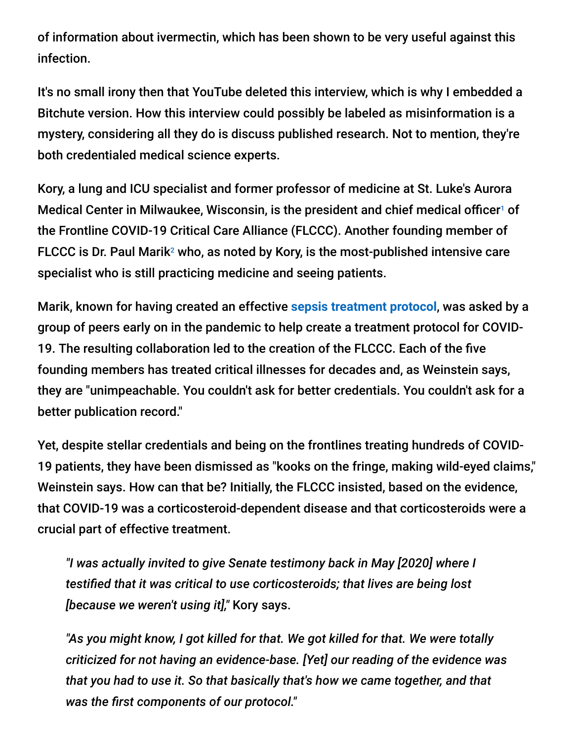of information about ivermectin, which has been shown to be very useful against this infection.

It's no small irony then that YouTube deleted this interview, which is why I embedded a Bitchute version. How this interview could possibly be labeled as misinformation is a mystery, considering all they do is discuss published research. Not to mention, they're both credentialed medical science experts.

Kory, a lung and ICU specialist and former professor of medicine at St. Luke's Aurora Medical Center in Milwaukee, Wisconsin, is the president and chief medical officer[1] of the Frontline COVID-19 Critical Care Alliance (FLCCC). Another founding member of FLCCC is Dr. Paul Marik[2] who, as noted by Kory, is the most-published intensive care specialist who is still practicing medicine and seeing patients.

Marik, known for having created an effective **sepsis treatment protocol**, was asked by a group of peers early on in the pandemic to help create a treatment protocol for COVID-19. The resulting collaboration led to the creation of the FLCCC. Each of the five founding members has treated critical illnesses for decades and, as Weinstein says, they are "unimpeachable. You couldn't ask for better credentials. You couldn't ask for a better publication record."

Yet, despite stellar credentials and being on the frontlines treating hundreds of COVID-19 patients, they have been dismissed as "kooks on the fringe, making wild-eyed claims," Weinstein says. How can that be? Initially, the FLCCC insisted, based on the evidence, that COVID-19 was a corticosteroid-dependent disease and that corticosteroids were a crucial part of effective treatment.

> *"I was actually invited to give Senate testimony back in May [2020] where I testified that it was critical to use corticosteroids; that lives are being lost [because we weren't using it],"* Kory says.
>
> *"As you might know, I got killed for that. We got killed for that. We were totally criticized for not having an evidence-base. [Yet] our reading of the evidence was that you had to use it. So that basically that's how we came together, and that was the first components of our protocol."*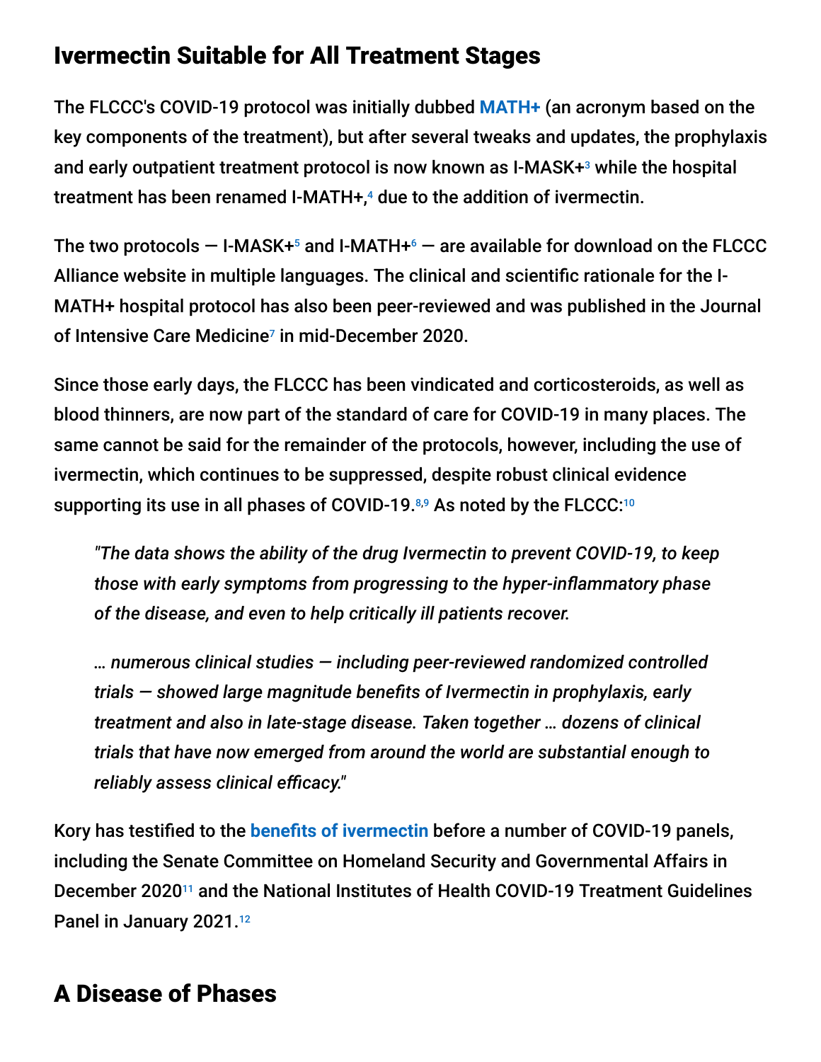## Ivermectin Suitable for All Treatment Stages

The FLCCC's COVID-19 protocol was initially dubbed **MATH+** (an acronym based on the key components of the treatment), but after several tweaks and updates, the prophylaxis and early outpatient treatment protocol is now known as I-MASK+[3] while the hospital treatment has been renamed I-MATH+,[4] due to the addition of ivermectin.

The two protocols — I-MASK+[5] and I-MATH+[6] — are available for download on the FLCCC Alliance website in multiple languages. The clinical and scientific rationale for the I-MATH+ hospital protocol has also been peer-reviewed and was published in the Journal of Intensive Care Medicine[7] in mid-December 2020.

Since those early days, the FLCCC has been vindicated and corticosteroids, as well as blood thinners, are now part of the standard of care for COVID-19 in many places. The same cannot be said for the remainder of the protocols, however, including the use of ivermectin, which continues to be suppressed, despite robust clinical evidence supporting its use in all phases of COVID-19.[8,9] As noted by the FLCCC:[10]

> *"The data shows the ability of the drug Ivermectin to prevent COVID-19, to keep those with early symptoms from progressing to the hyper-inflammatory phase of the disease, and even to help critically ill patients recover.*
>
> *… numerous clinical studies — including peer-reviewed randomized controlled trials — showed large magnitude benefits of Ivermectin in prophylaxis, early treatment and also in late-stage disease. Taken together … dozens of clinical trials that have now emerged from around the world are substantial enough to reliably assess clinical efficacy."*

Kory has testified to the **benefits of ivermectin** before a number of COVID-19 panels, including the Senate Committee on Homeland Security and Governmental Affairs in December 2020[11] and the National Institutes of Health COVID-19 Treatment Guidelines Panel in January 2021.[12]

## A Disease of Phases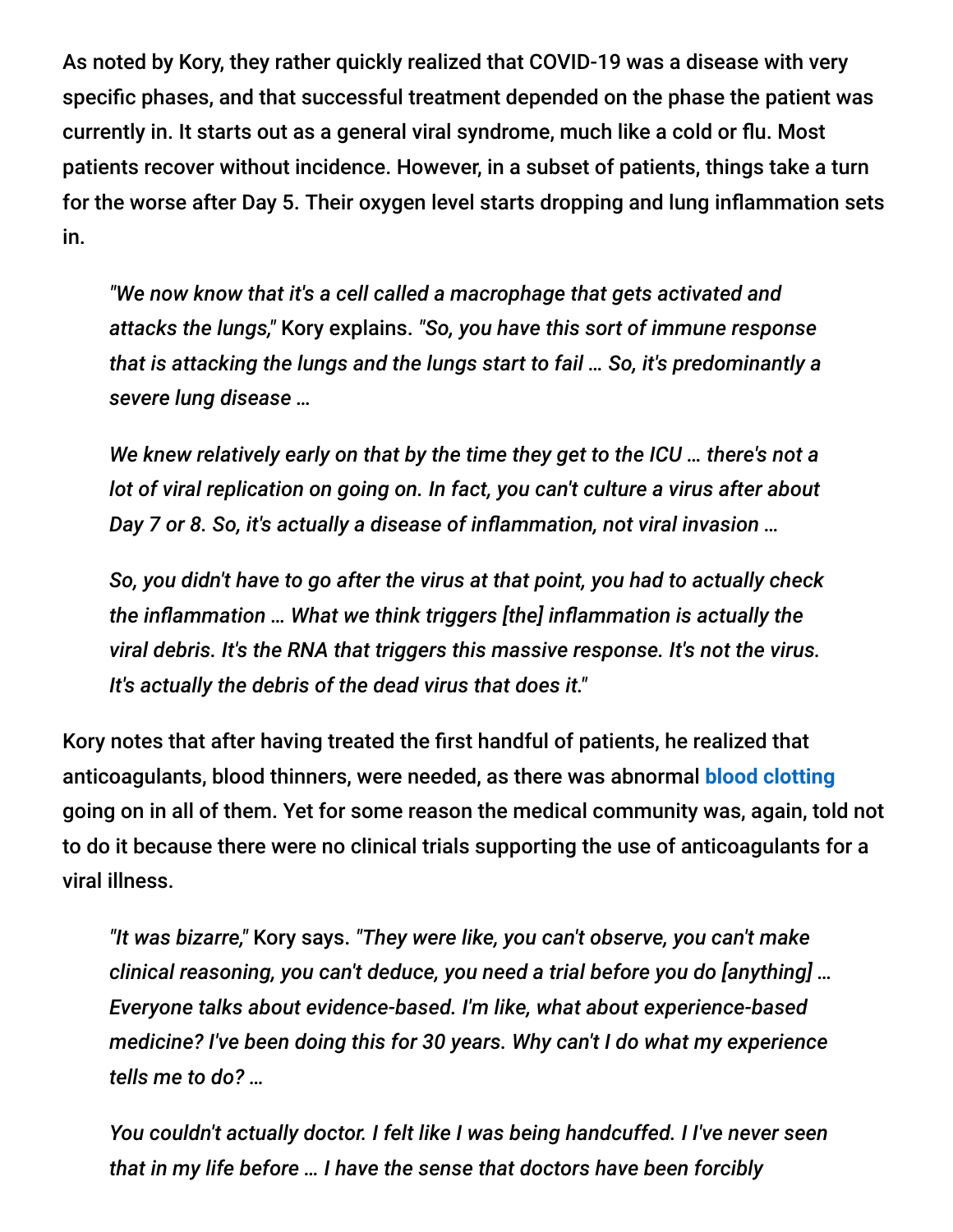As noted by Kory, they rather quickly realized that COVID-19 was a disease with very specific phases, and that successful treatment depended on the phase the patient was currently in. It starts out as a general viral syndrome, much like a cold or flu. Most patients recover without incidence. However, in a subset of patients, things take a turn for the worse after Day 5. Their oxygen level starts dropping and lung inflammation sets in.

> *"We now know that it's a cell called a macrophage that gets activated and attacks the lungs,"* Kory explains. *"So, you have this sort of immune response that is attacking the lungs and the lungs start to fail … So, it's predominantly a severe lung disease …*
>
> *We knew relatively early on that by the time they get to the ICU … there's not a lot of viral replication on going on. In fact, you can't culture a virus after about Day 7 or 8. So, it's actually a disease of inflammation, not viral invasion …*
>
> *So, you didn't have to go after the virus at that point, you had to actually check the inflammation … What we think triggers [the] inflammation is actually the viral debris. It's the RNA that triggers this massive response. It's not the virus. It's actually the debris of the dead virus that does it."*

Kory notes that after having treated the first handful of patients, he realized that anticoagulants, blood thinners, were needed, as there was abnormal blood clotting going on in all of them. Yet for some reason the medical community was, again, told not to do it because there were no clinical trials supporting the use of anticoagulants for a viral illness.

> *"It was bizarre,"* Kory says. *"They were like, you can't observe, you can't make clinical reasoning, you can't deduce, you need a trial before you do [anything] … Everyone talks about evidence-based. I'm like, what about experience-based medicine? I've been doing this for 30 years. Why can't I do what my experience tells me to do? …*
>
> *You couldn't actually doctor. I felt like I was being handcuffed. I I've never seen that in my life before … I have the sense that doctors have been forcibly*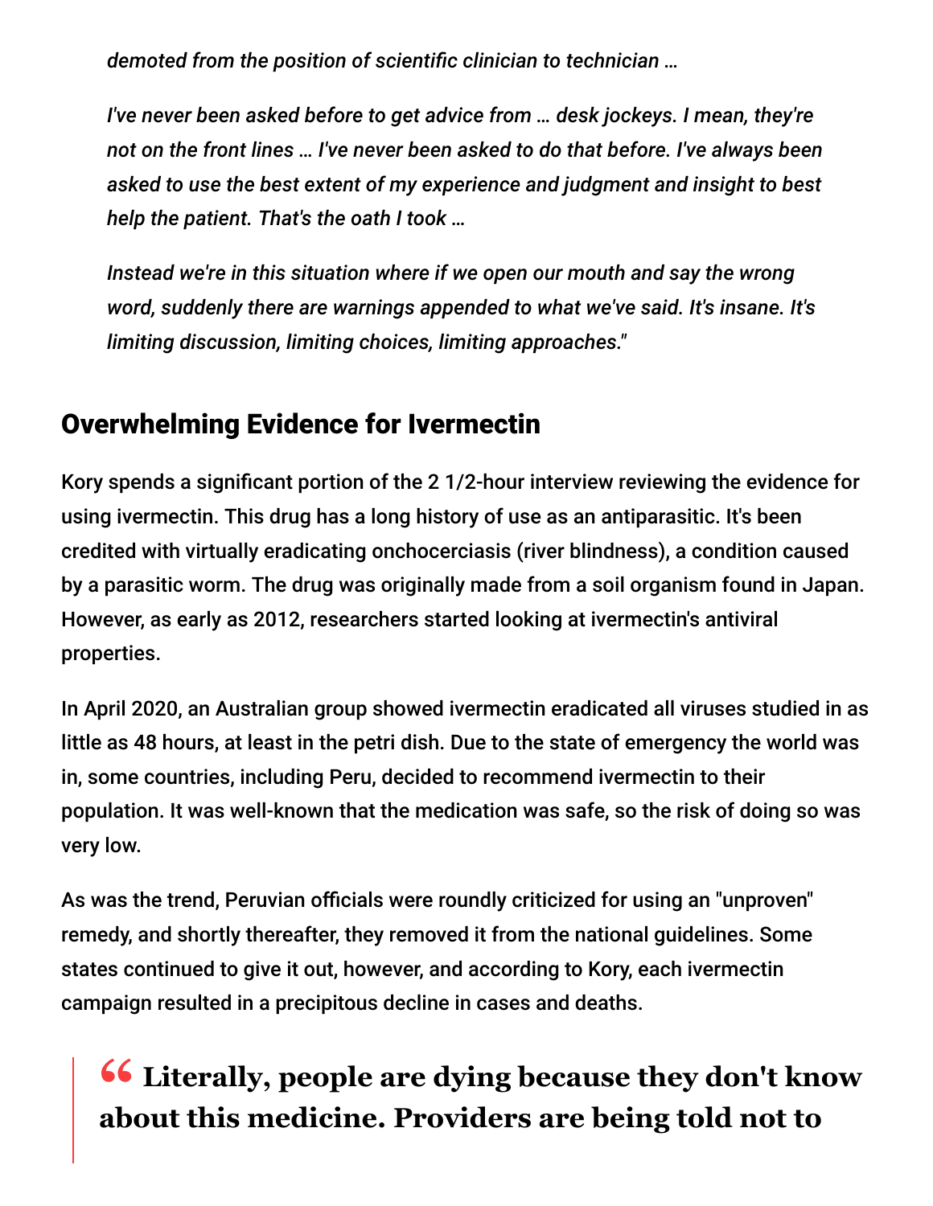*demoted from the position of scientific clinician to technician …*

*I've never been asked before to get advice from … desk jockeys. I mean, they're not on the front lines … I've never been asked to do that before. I've always been asked to use the best extent of my experience and judgment and insight to best help the patient. That's the oath I took …*

*Instead we're in this situation where if we open our mouth and say the wrong word, suddenly there are warnings appended to what we've said. It's insane. It's limiting discussion, limiting choices, limiting approaches."*

## Overwhelming Evidence for Ivermectin

Kory spends a significant portion of the 2 1/2-hour interview reviewing the evidence for using ivermectin. This drug has a long history of use as an antiparasitic. It's been credited with virtually eradicating onchocerciasis (river blindness), a condition caused by a parasitic worm. The drug was originally made from a soil organism found in Japan. However, as early as 2012, researchers started looking at ivermectin's antiviral properties.

In April 2020, an Australian group showed ivermectin eradicated all viruses studied in as little as 48 hours, at least in the petri dish. Due to the state of emergency the world was in, some countries, including Peru, decided to recommend ivermectin to their population. It was well-known that the medication was safe, so the risk of doing so was very low.

As was the trend, Peruvian officials were roundly criticized for using an "unproven" remedy, and shortly thereafter, they removed it from the national guidelines. Some states continued to give it out, however, and according to Kory, each ivermectin campaign resulted in a precipitous decline in cases and deaths.

> **" Literally, people are dying because they don't know about this medicine. Providers are being told not to**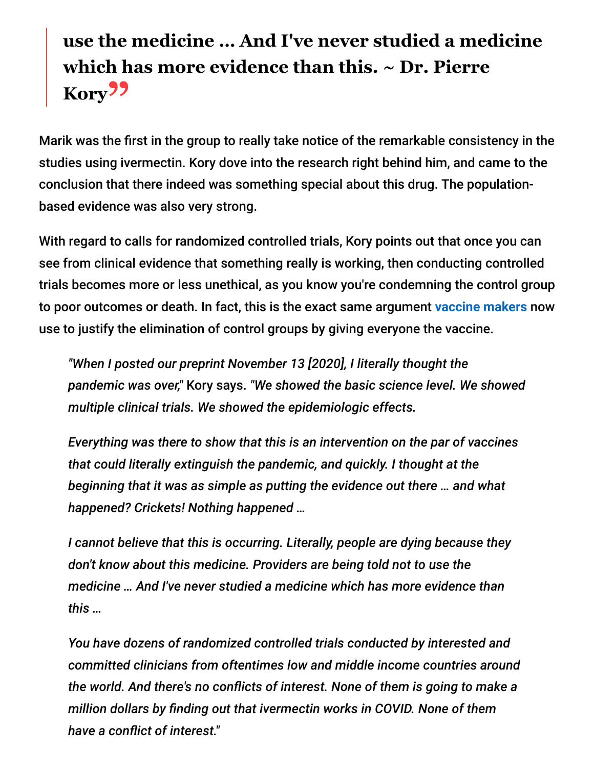> **use the medicine … And I've never studied a medicine which has more evidence than this. ~ Dr. Pierre Kory**

Marik was the first in the group to really take notice of the remarkable consistency in the studies using ivermectin. Kory dove into the research right behind him, and came to the conclusion that there indeed was something special about this drug. The population-based evidence was also very strong.

With regard to calls for randomized controlled trials, Kory points out that once you can see from clinical evidence that something really is working, then conducting controlled trials becomes more or less unethical, as you know you're condemning the control group to poor outcomes or death. In fact, this is the exact same argument vaccine makers now use to justify the elimination of control groups by giving everyone the vaccine.

> *"When I posted our preprint November 13 [2020], I literally thought the pandemic was over,"* Kory says. *"We showed the basic science level. We showed multiple clinical trials. We showed the epidemiologic effects.*
>
> *Everything was there to show that this is an intervention on the par of vaccines that could literally extinguish the pandemic, and quickly. I thought at the beginning that it was as simple as putting the evidence out there … and what happened? Crickets! Nothing happened …*
>
> *I cannot believe that this is occurring. Literally, people are dying because they don't know about this medicine. Providers are being told not to use the medicine … And I've never studied a medicine which has more evidence than this …*
>
> *You have dozens of randomized controlled trials conducted by interested and committed clinicians from oftentimes low and middle income countries around the world. And there's no conflicts of interest. None of them is going to make a million dollars by finding out that ivermectin works in COVID. None of them have a conflict of interest."*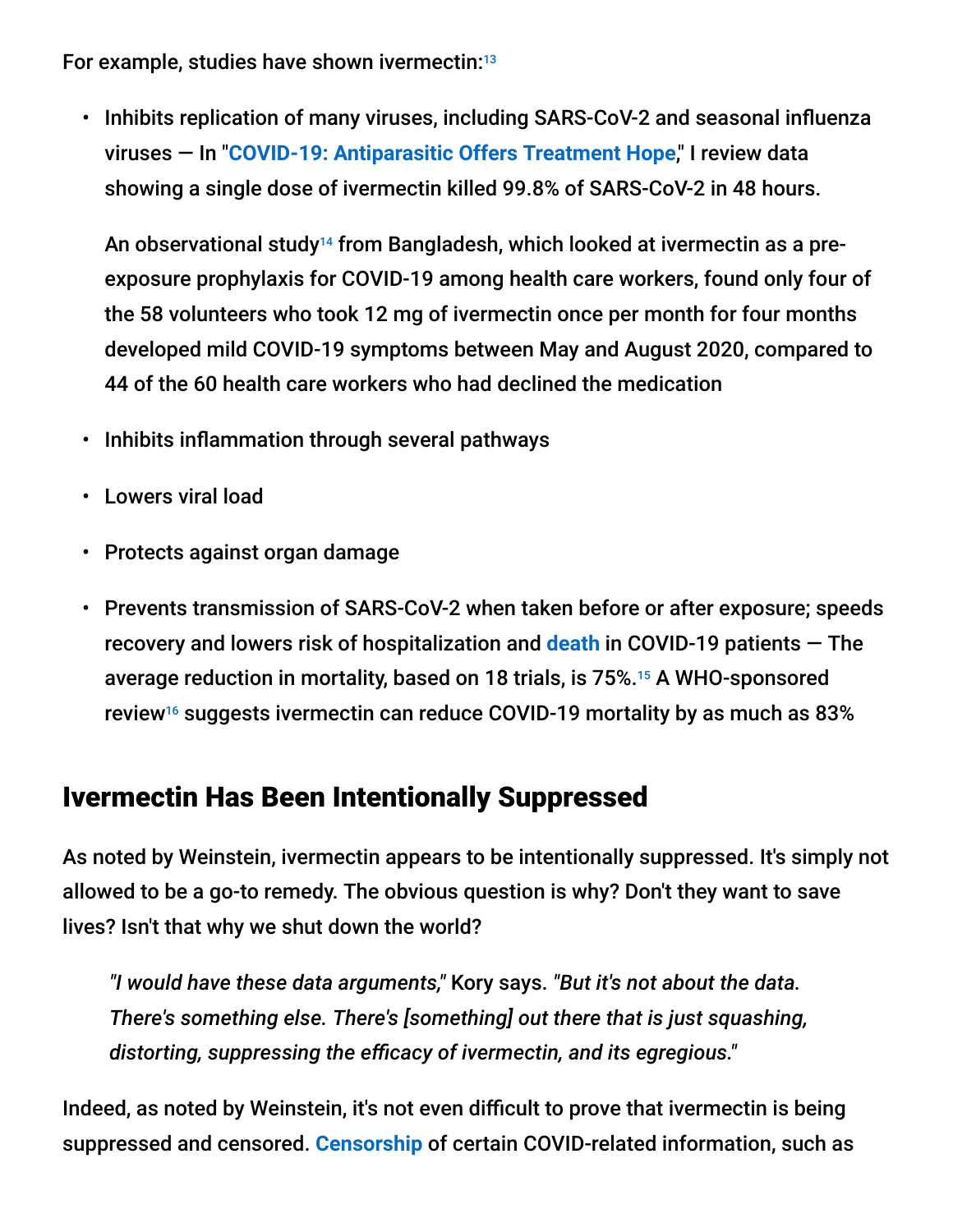For example, studies have shown ivermectin:[13]

- Inhibits replication of many viruses, including SARS-CoV-2 and seasonal influenza viruses — In "**COVID-19: Antiparasitic Offers Treatment Hope**," I review data showing a single dose of ivermectin killed 99.8% of SARS-CoV-2 in 48 hours.

  An observational study[14] from Bangladesh, which looked at ivermectin as a pre-exposure prophylaxis for COVID-19 among health care workers, found only four of the 58 volunteers who took 12 mg of ivermectin once per month for four months developed mild COVID-19 symptoms between May and August 2020, compared to 44 of the 60 health care workers who had declined the medication

- Inhibits inflammation through several pathways
- Lowers viral load
- Protects against organ damage
- Prevents transmission of SARS-CoV-2 when taken before or after exposure; speeds recovery and lowers risk of hospitalization and **death** in COVID-19 patients — The average reduction in mortality, based on 18 trials, is 75%.[15] A WHO-sponsored review[16] suggests ivermectin can reduce COVID-19 mortality by as much as 83%

## Ivermectin Has Been Intentionally Suppressed

As noted by Weinstein, ivermectin appears to be intentionally suppressed. It's simply not allowed to be a go-to remedy. The obvious question is why? Don't they want to save lives? Isn't that why we shut down the world?

> *"I would have these data arguments,"* Kory says. *"But it's not about the data. There's something else. There's [something] out there that is just squashing, distorting, suppressing the efficacy of ivermectin, and its egregious."*

Indeed, as noted by Weinstein, it's not even difficult to prove that ivermectin is being suppressed and censored. **Censorship** of certain COVID-related information, such as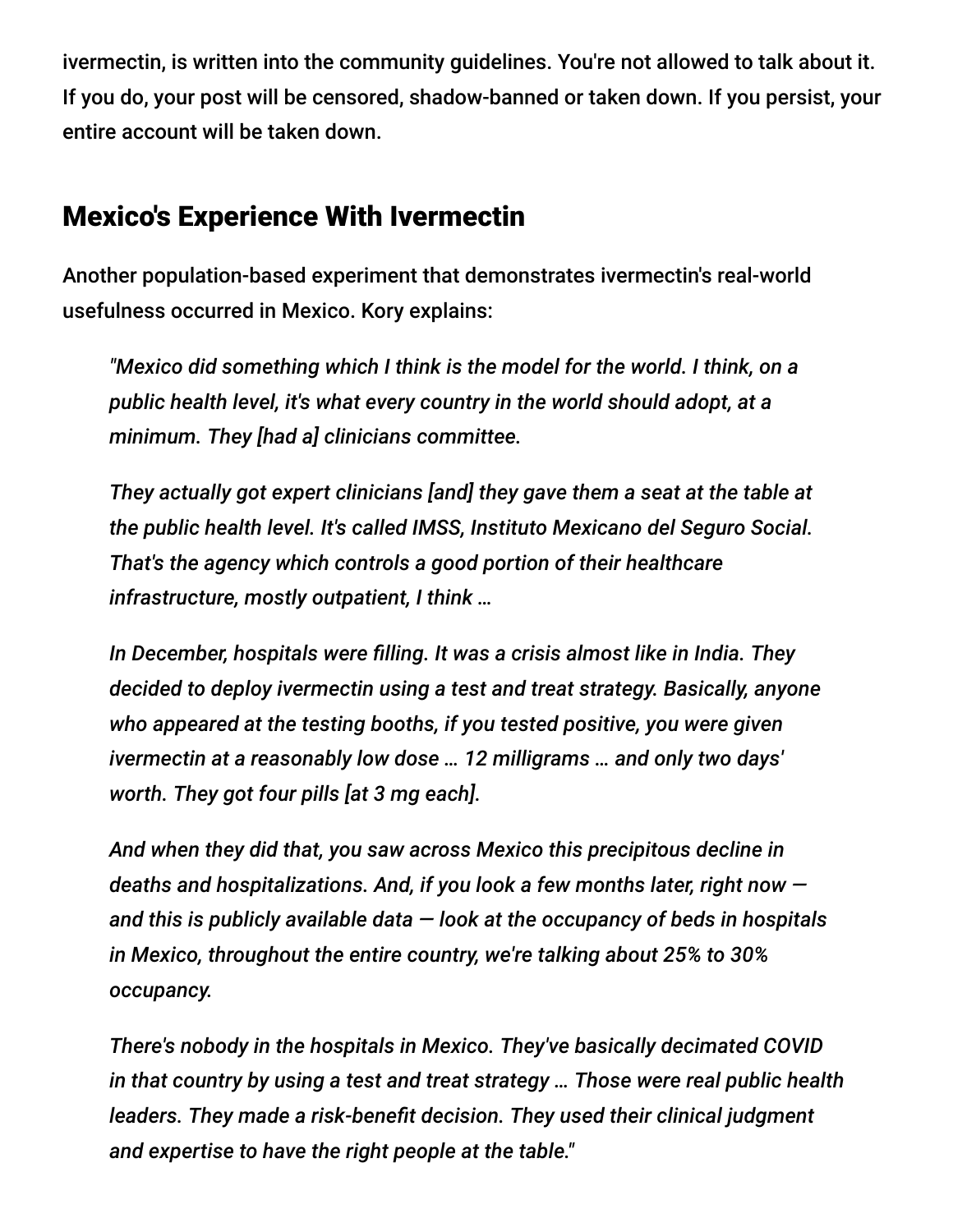ivermectin, is written into the community guidelines. You're not allowed to talk about it. If you do, your post will be censored, shadow-banned or taken down. If you persist, your entire account will be taken down.

## Mexico's Experience With Ivermectin

Another population-based experiment that demonstrates ivermectin's real-world usefulness occurred in Mexico. Kory explains:

> *"Mexico did something which I think is the model for the world. I think, on a public health level, it's what every country in the world should adopt, at a minimum. They [had a] clinicians committee.*
>
> *They actually got expert clinicians [and] they gave them a seat at the table at the public health level. It's called IMSS, Instituto Mexicano del Seguro Social. That's the agency which controls a good portion of their healthcare infrastructure, mostly outpatient, I think …*
>
> *In December, hospitals were filling. It was a crisis almost like in India. They decided to deploy ivermectin using a test and treat strategy. Basically, anyone who appeared at the testing booths, if you tested positive, you were given ivermectin at a reasonably low dose … 12 milligrams … and only two days' worth. They got four pills [at 3 mg each].*
>
> *And when they did that, you saw across Mexico this precipitous decline in deaths and hospitalizations. And, if you look a few months later, right now — and this is publicly available data — look at the occupancy of beds in hospitals in Mexico, throughout the entire country, we're talking about 25% to 30% occupancy.*
>
> *There's nobody in the hospitals in Mexico. They've basically decimated COVID in that country by using a test and treat strategy … Those were real public health leaders. They made a risk-benefit decision. They used their clinical judgment and expertise to have the right people at the table."*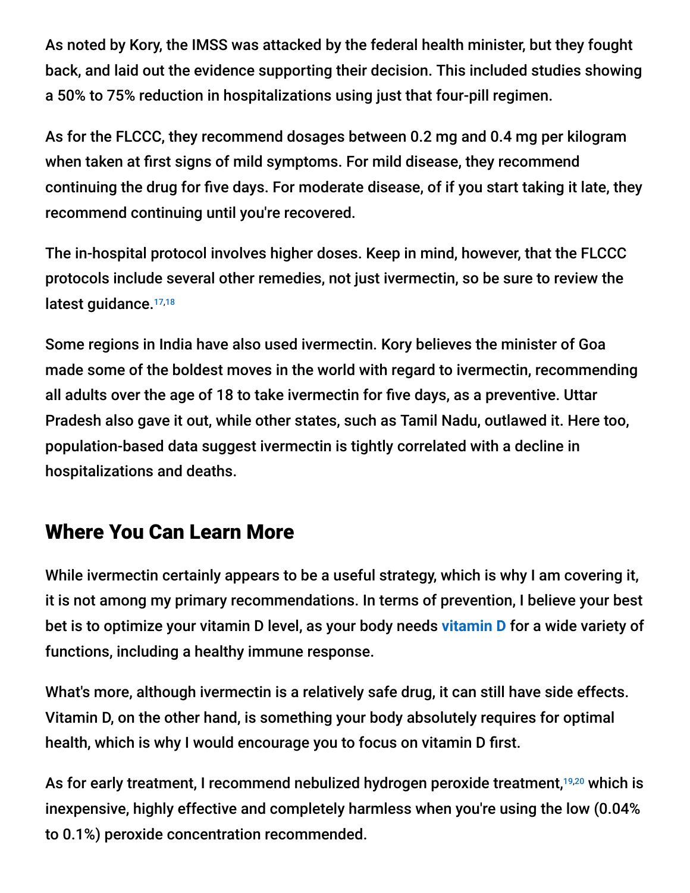As noted by Kory, the IMSS was attacked by the federal health minister, but they fought back, and laid out the evidence supporting their decision. This included studies showing a 50% to 75% reduction in hospitalizations using just that four-pill regimen.

As for the FLCCC, they recommend dosages between 0.2 mg and 0.4 mg per kilogram when taken at first signs of mild symptoms. For mild disease, they recommend continuing the drug for five days. For moderate disease, of if you start taking it late, they recommend continuing until you're recovered.

The in-hospital protocol involves higher doses. Keep in mind, however, that the FLCCC protocols include several other remedies, not just ivermectin, so be sure to review the latest guidance.[17,18]

Some regions in India have also used ivermectin. Kory believes the minister of Goa made some of the boldest moves in the world with regard to ivermectin, recommending all adults over the age of 18 to take ivermectin for five days, as a preventive. Uttar Pradesh also gave it out, while other states, such as Tamil Nadu, outlawed it. Here too, population-based data suggest ivermectin is tightly correlated with a decline in hospitalizations and deaths.

## Where You Can Learn More

While ivermectin certainly appears to be a useful strategy, which is why I am covering it, it is not among my primary recommendations. In terms of prevention, I believe your best bet is to optimize your vitamin D level, as your body needs vitamin D for a wide variety of functions, including a healthy immune response.

What's more, although ivermectin is a relatively safe drug, it can still have side effects. Vitamin D, on the other hand, is something your body absolutely requires for optimal health, which is why I would encourage you to focus on vitamin D first.

As for early treatment, I recommend nebulized hydrogen peroxide treatment,[19,20] which is inexpensive, highly effective and completely harmless when you're using the low (0.04% to 0.1%) peroxide concentration recommended.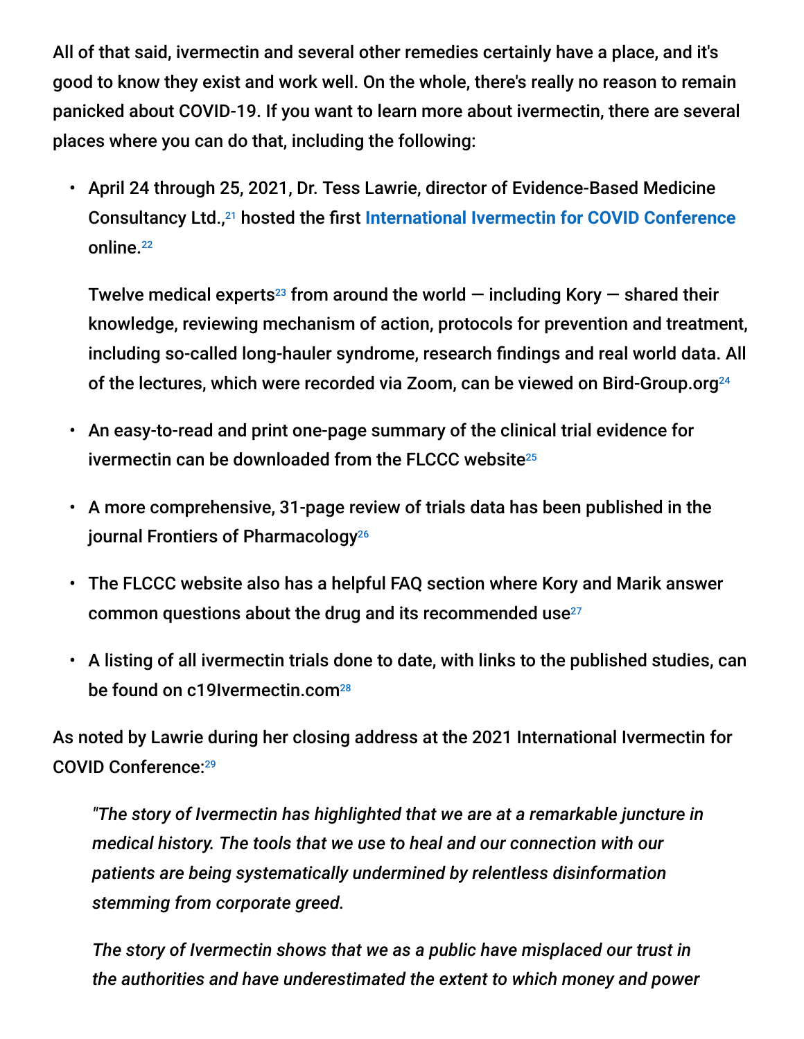All of that said, ivermectin and several other remedies certainly have a place, and it's good to know they exist and work well. On the whole, there's really no reason to remain panicked about COVID-19. If you want to learn more about ivermectin, there are several places where you can do that, including the following:

- April 24 through 25, 2021, Dr. Tess Lawrie, director of Evidence-Based Medicine Consultancy Ltd.,[21] hosted the first International Ivermectin for COVID Conference online.[22]

  Twelve medical experts[23] from around the world — including Kory — shared their knowledge, reviewing mechanism of action, protocols for prevention and treatment, including so-called long-hauler syndrome, research findings and real world data. All of the lectures, which were recorded via Zoom, can be viewed on Bird-Group.org[24]

- An easy-to-read and print one-page summary of the clinical trial evidence for ivermectin can be downloaded from the FLCCC website[25]

- A more comprehensive, 31-page review of trials data has been published in the journal Frontiers of Pharmacology[26]

- The FLCCC website also has a helpful FAQ section where Kory and Marik answer common questions about the drug and its recommended use[27]

- A listing of all ivermectin trials done to date, with links to the published studies, can be found on c19Ivermectin.com[28]

As noted by Lawrie during her closing address at the 2021 International Ivermectin for COVID Conference:[29]

> *"The story of Ivermectin has highlighted that we are at a remarkable juncture in medical history. The tools that we use to heal and our connection with our patients are being systematically undermined by relentless disinformation stemming from corporate greed.*
>
> *The story of Ivermectin shows that we as a public have misplaced our trust in the authorities and have underestimated the extent to which money and power*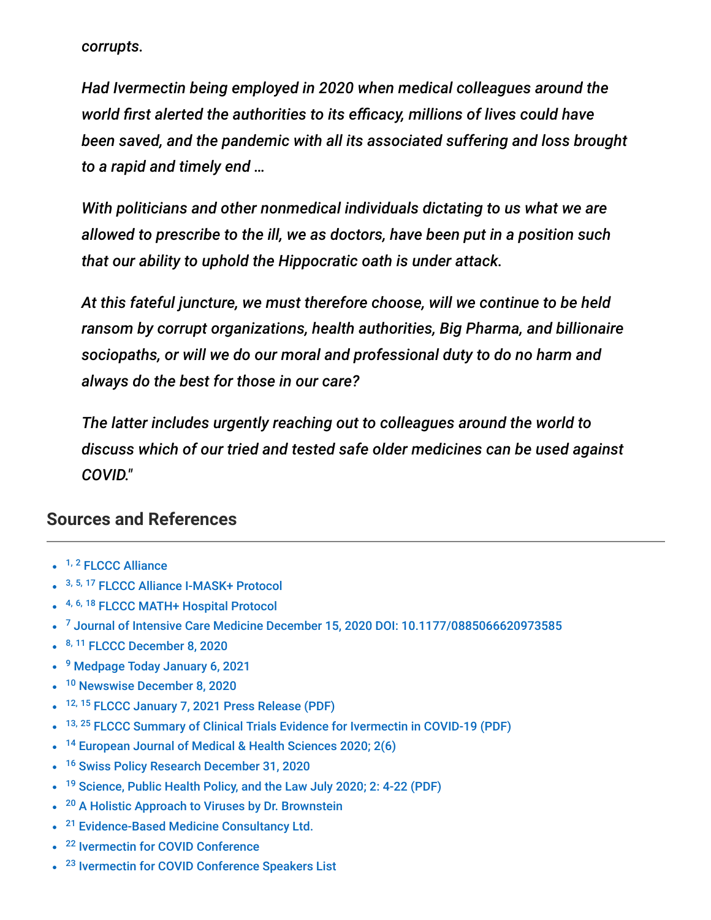*corrupts.*

*Had Ivermectin being employed in 2020 when medical colleagues around the world first alerted the authorities to its efficacy, millions of lives could have been saved, and the pandemic with all its associated suffering and loss brought to a rapid and timely end …*

*With politicians and other nonmedical individuals dictating to us what we are allowed to prescribe to the ill, we as doctors, have been put in a position such that our ability to uphold the Hippocratic oath is under attack.*

*At this fateful juncture, we must therefore choose, will we continue to be held ransom by corrupt organizations, health authorities, Big Pharma, and billionaire sociopaths, or will we do our moral and professional duty to do no harm and always do the best for those in our care?*

*The latter includes urgently reaching out to colleagues around the world to discuss which of our tried and tested safe older medicines can be used against COVID."*

## Sources and References

- [1, 2] FLCCC Alliance
- [3, 5, 17] FLCCC Alliance I-MASK+ Protocol
- [4, 6, 18] FLCCC MATH+ Hospital Protocol
- [7] Journal of Intensive Care Medicine December 15, 2020 DOI: 10.1177/0885066620973585
- [8, 11] FLCCC December 8, 2020
- [9] Medpage Today January 6, 2021
- [10] Newswise December 8, 2020
- [12, 15] FLCCC January 7, 2021 Press Release (PDF)
- [13, 25] FLCCC Summary of Clinical Trials Evidence for Ivermectin in COVID-19 (PDF)
- [14] European Journal of Medical & Health Sciences 2020; 2(6)
- [16] Swiss Policy Research December 31, 2020
- [19] Science, Public Health Policy, and the Law July 2020; 2: 4-22 (PDF)
- [20] A Holistic Approach to Viruses by Dr. Brownstein
- [21] Evidence-Based Medicine Consultancy Ltd.
- [22] Ivermectin for COVID Conference
- [23] Ivermectin for COVID Conference Speakers List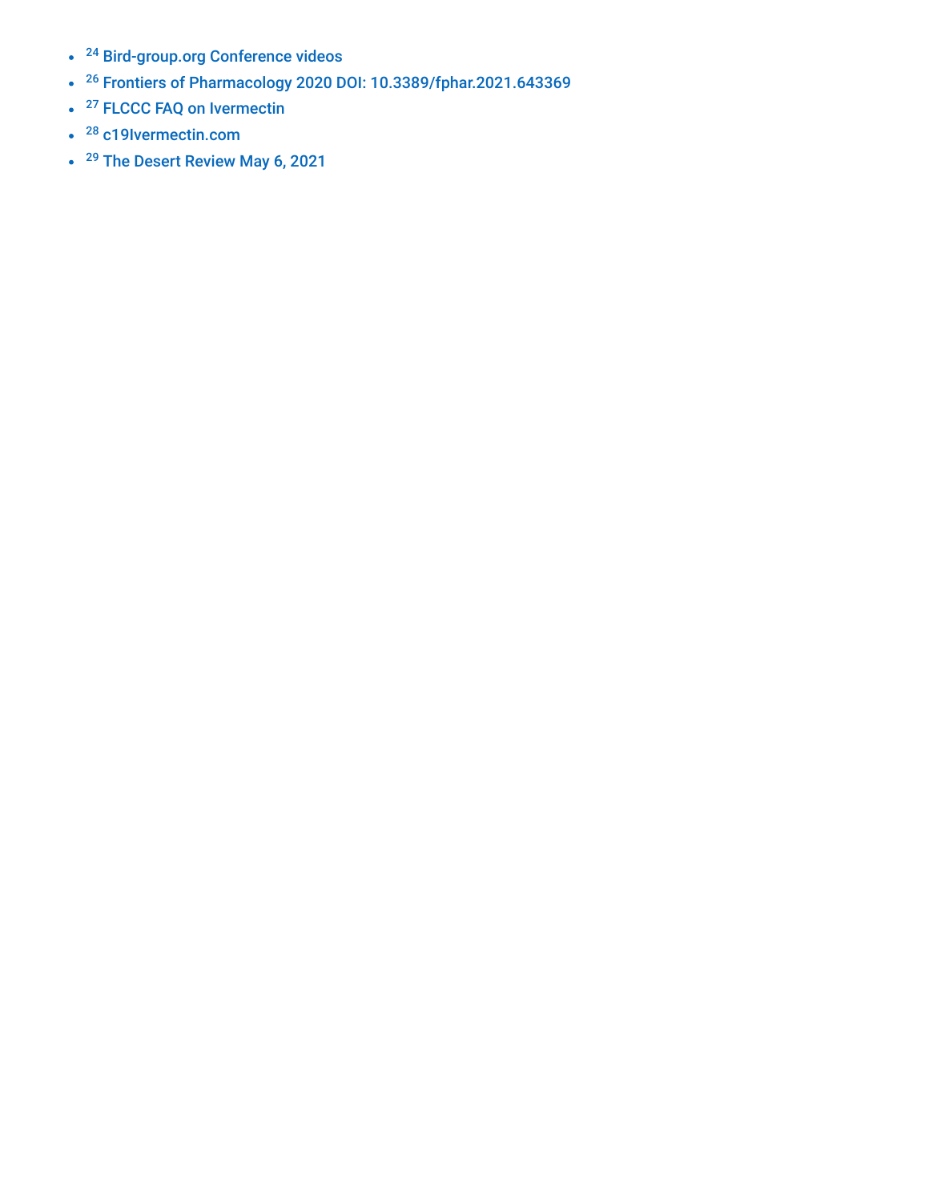- [24] Bird-group.org Conference videos
- [26] Frontiers of Pharmacology 2020 DOI: 10.3389/fphar.2021.643369
- [27] FLCCC FAQ on Ivermectin
- [28] c19Ivermectin.com
- [29] The Desert Review May 6, 2021